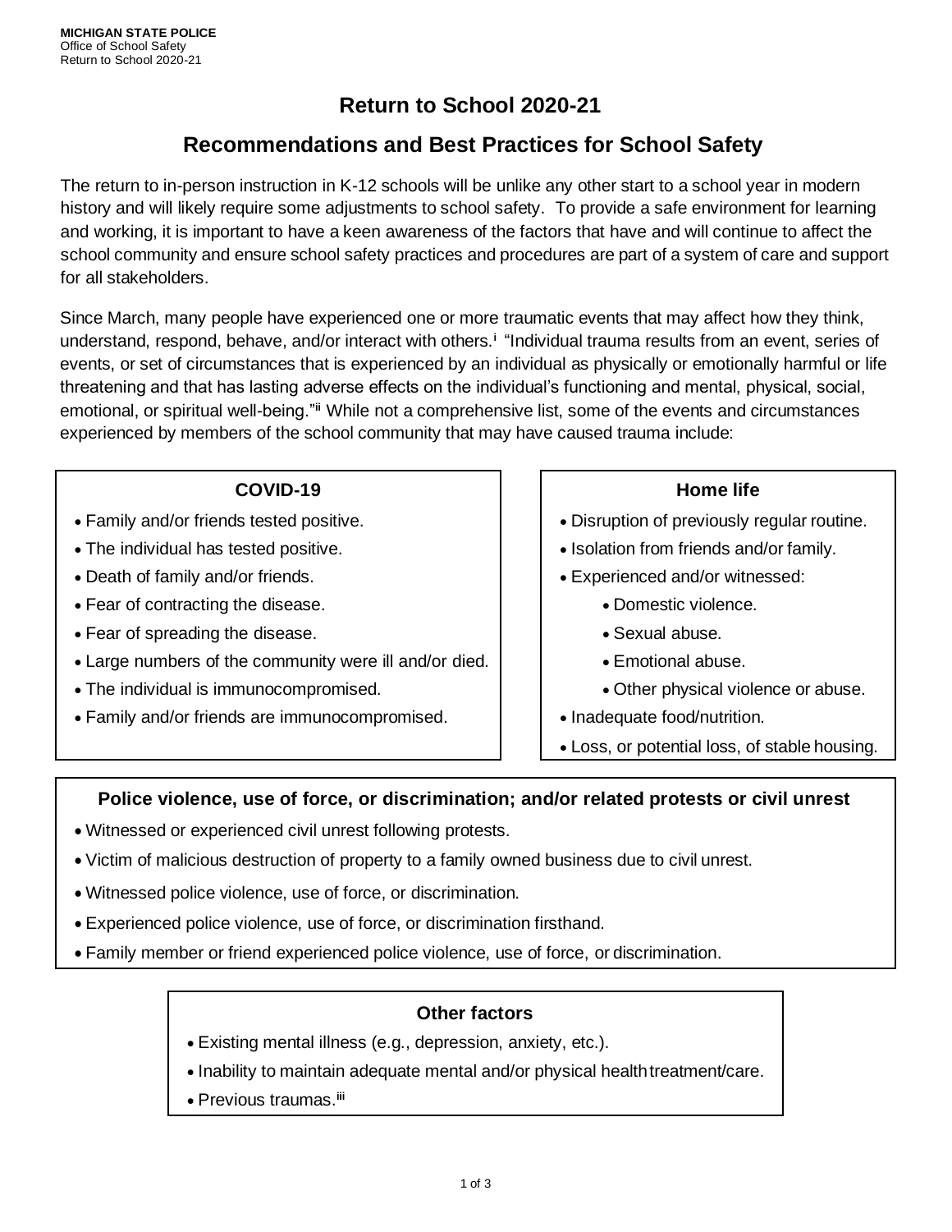# Return to School 2020-21

## Recommendations and Best Practices for School Safety

The return to in-person instruction in K-12 schools will be unlike any other start to a school year in modern history and will likely require some adjustments to school safety. To provide a safe environment for learning and working, it is important to have a keen awareness of the factors that have and will continue to affect the school community and ensure school safety practices and procedures are part of a system of care and support for all stakeholders.

Since March, many people have experienced one or more traumatic events that may affect how they think, understand, respond, behave, and/or interact with others.[i] "Individual trauma results from an event, series of events, or set of circumstances that is experienced by an individual as physically or emotionally harmful or life threatening and that has lasting adverse effects on the individual's functioning and mental, physical, social, emotional, or spiritual well-being."[ii] While not a comprehensive list, some of the events and circumstances experienced by members of the school community that may have caused trauma include:

**COVID-19**

- Family and/or friends tested positive.
- The individual has tested positive.
- Death of family and/or friends.
- Fear of contracting the disease.
- Fear of spreading the disease.
- Large numbers of the community were ill and/or died.
- The individual is immunocompromised.
- Family and/or friends are immunocompromised.

**Home life**

- Disruption of previously regular routine.
- Isolation from friends and/or family.
- Experienced and/or witnessed:
  - Domestic violence.
  - Sexual abuse.
  - Emotional abuse.
  - Other physical violence or abuse.
- Inadequate food/nutrition.
- Loss, or potential loss, of stable housing.

**Police violence, use of force, or discrimination; and/or related protests or civil unrest**

- Witnessed or experienced civil unrest following protests.
- Victim of malicious destruction of property to a family owned business due to civil unrest.
- Witnessed police violence, use of force, or discrimination.
- Experienced police violence, use of force, or discrimination firsthand.
- Family member or friend experienced police violence, use of force, or discrimination.

**Other factors**

- Existing mental illness (e.g., depression, anxiety, etc.).
- Inability to maintain adequate mental and/or physical health treatment/care.
- Previous traumas.[iii]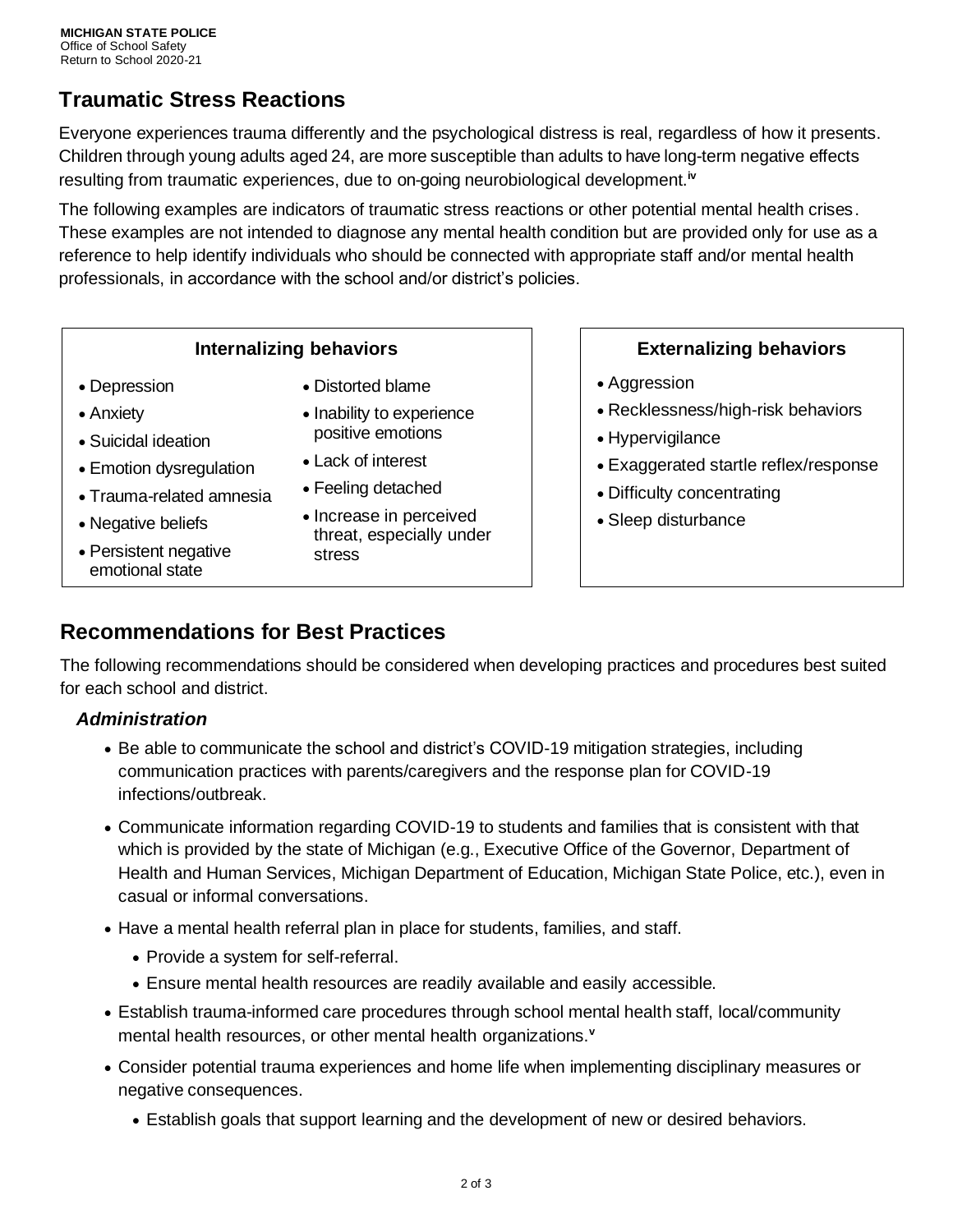## Traumatic Stress Reactions

Everyone experiences trauma differently and the psychological distress is real, regardless of how it presents. Children through young adults aged 24, are more susceptible than adults to have long-term negative effects resulting from traumatic experiences, due to on-going neurobiological development.[iv]

The following examples are indicators of traumatic stress reactions or other potential mental health crises. These examples are not intended to diagnose any mental health condition but are provided only for use as a reference to help identify individuals who should be connected with appropriate staff and/or mental health professionals, in accordance with the school and/or district's policies.

**Internalizing behaviors**

- Depression
- Anxiety
- Suicidal ideation
- Emotion dysregulation
- Trauma-related amnesia
- Negative beliefs
- Persistent negative emotional state
- Distorted blame
- Inability to experience positive emotions
- Lack of interest
- Feeling detached
- Increase in perceived threat, especially under stress

**Externalizing behaviors**

- Aggression
- Recklessness/high-risk behaviors
- Hypervigilance
- Exaggerated startle reflex/response
- Difficulty concentrating
- Sleep disturbance

## Recommendations for Best Practices

The following recommendations should be considered when developing practices and procedures best suited for each school and district.

### *Administration*

- Be able to communicate the school and district's COVID-19 mitigation strategies, including communication practices with parents/caregivers and the response plan for COVID-19 infections/outbreak.
- Communicate information regarding COVID-19 to students and families that is consistent with that which is provided by the state of Michigan (e.g., Executive Office of the Governor, Department of Health and Human Services, Michigan Department of Education, Michigan State Police, etc.), even in casual or informal conversations.
- Have a mental health referral plan in place for students, families, and staff.
  - Provide a system for self-referral.
  - Ensure mental health resources are readily available and easily accessible.
- Establish trauma-informed care procedures through school mental health staff, local/community mental health resources, or other mental health organizations.[v]
- Consider potential trauma experiences and home life when implementing disciplinary measures or negative consequences.
  - Establish goals that support learning and the development of new or desired behaviors.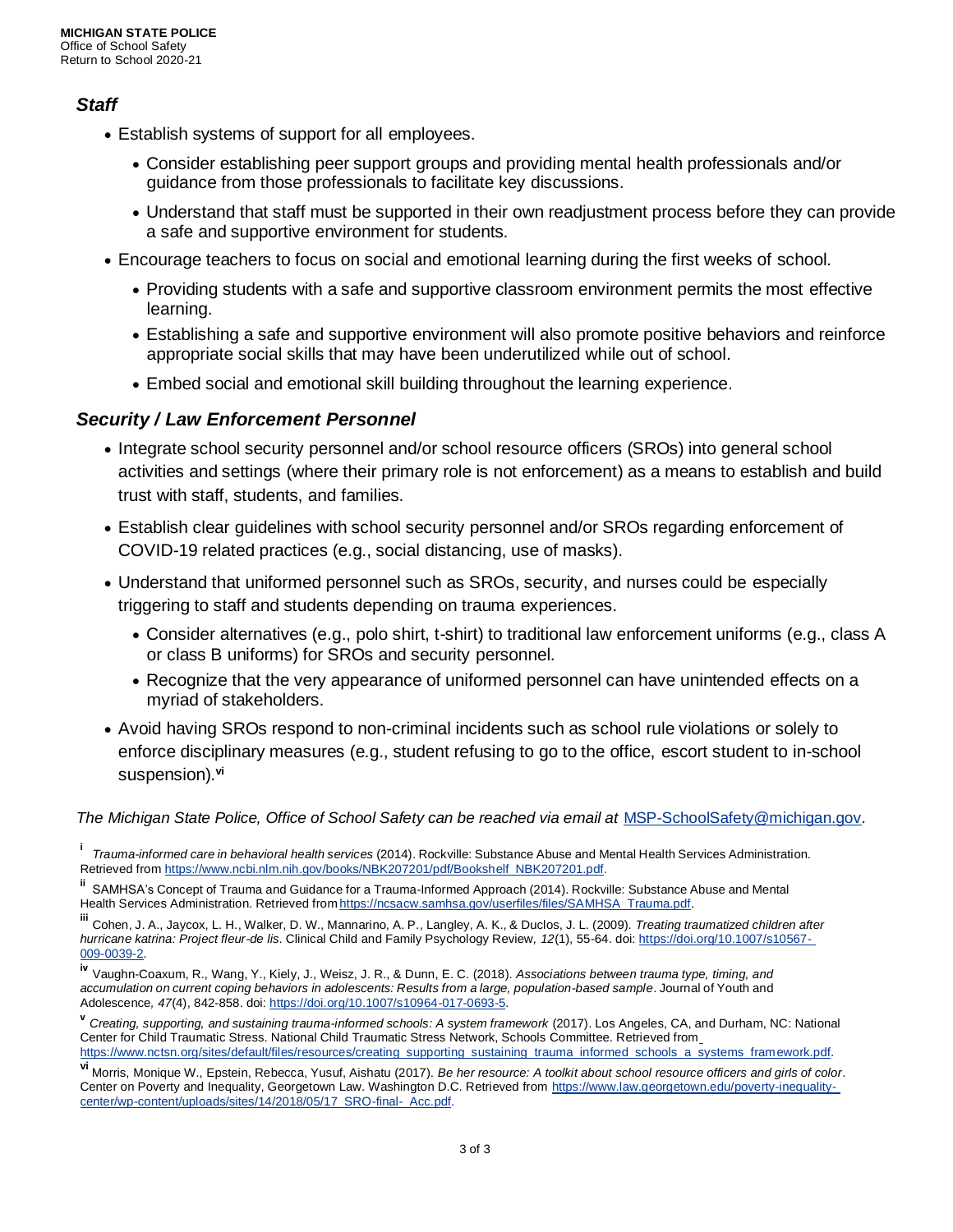### *Staff*

- Establish systems of support for all employees.
  - Consider establishing peer support groups and providing mental health professionals and/or guidance from those professionals to facilitate key discussions.
  - Understand that staff must be supported in their own readjustment process before they can provide a safe and supportive environment for students.
- Encourage teachers to focus on social and emotional learning during the first weeks of school.
  - Providing students with a safe and supportive classroom environment permits the most effective learning.
  - Establishing a safe and supportive environment will also promote positive behaviors and reinforce appropriate social skills that may have been underutilized while out of school.
  - Embed social and emotional skill building throughout the learning experience.

### *Security / Law Enforcement Personnel*

- Integrate school security personnel and/or school resource officers (SROs) into general school activities and settings (where their primary role is not enforcement) as a means to establish and build trust with staff, students, and families.
- Establish clear guidelines with school security personnel and/or SROs regarding enforcement of COVID-19 related practices (e.g., social distancing, use of masks).
- Understand that uniformed personnel such as SROs, security, and nurses could be especially triggering to staff and students depending on trauma experiences.
  - Consider alternatives (e.g., polo shirt, t-shirt) to traditional law enforcement uniforms (e.g., class A or class B uniforms) for SROs and security personnel.
  - Recognize that the very appearance of uniformed personnel can have unintended effects on a myriad of stakeholders.
- Avoid having SROs respond to non-criminal incidents such as school rule violations or solely to enforce disciplinary measures (e.g., student refusing to go to the office, escort student to in-school suspension).[vi]

*The Michigan State Police, Office of School Safety can be reached via email at* MSP-SchoolSafety@michigan.gov.

[i] *Trauma-informed care in behavioral health services* (2014). Rockville: Substance Abuse and Mental Health Services Administration. Retrieved from https://www.ncbi.nlm.nih.gov/books/NBK207201/pdf/Bookshelf_NBK207201.pdf.

[ii] SAMHSA's Concept of Trauma and Guidance for a Trauma-Informed Approach (2014). Rockville: Substance Abuse and Mental Health Services Administration. Retrieved from https://ncsacw.samhsa.gov/userfiles/files/SAMHSA_Trauma.pdf.

[iii] Cohen, J. A., Jaycox, L. H., Walker, D. W., Mannarino, A. P., Langley, A. K., & Duclos, J. L. (2009). *Treating traumatized children after hurricane katrina: Project fleur-de lis*. Clinical Child and Family Psychology Review*, 12*(1), 55-64. doi: https://doi.org/10.1007/s10567-009-0039-2.

[iv] Vaughn-Coaxum, R., Wang, Y., Kiely, J., Weisz, J. R., & Dunn, E. C. (2018). *Associations between trauma type, timing, and accumulation on current coping behaviors in adolescents: Results from a large, population-based sample*. Journal of Youth and Adolescence*, 47*(4), 842-858. doi: https://doi.org/10.1007/s10964-017-0693-5.

[v] *Creating, supporting, and sustaining trauma-informed schools: A system framework* (2017). Los Angeles, CA, and Durham, NC: National Center for Child Traumatic Stress. National Child Traumatic Stress Network, Schools Committee. Retrieved from https://www.nctsn.org/sites/default/files/resources/creating_supporting_sustaining_trauma_informed_schools_a_systems_framework.pdf.

[vi] Morris, Monique W., Epstein, Rebecca, Yusuf, Aishatu (2017). *Be her resource: A toolkit about school resource officers and girls of color*. Center on Poverty and Inequality, Georgetown Law. Washington D.C. Retrieved from https://www.law.georgetown.edu/poverty-inequality-center/wp-content/uploads/sites/14/2018/05/17_SRO-final-_Acc.pdf.